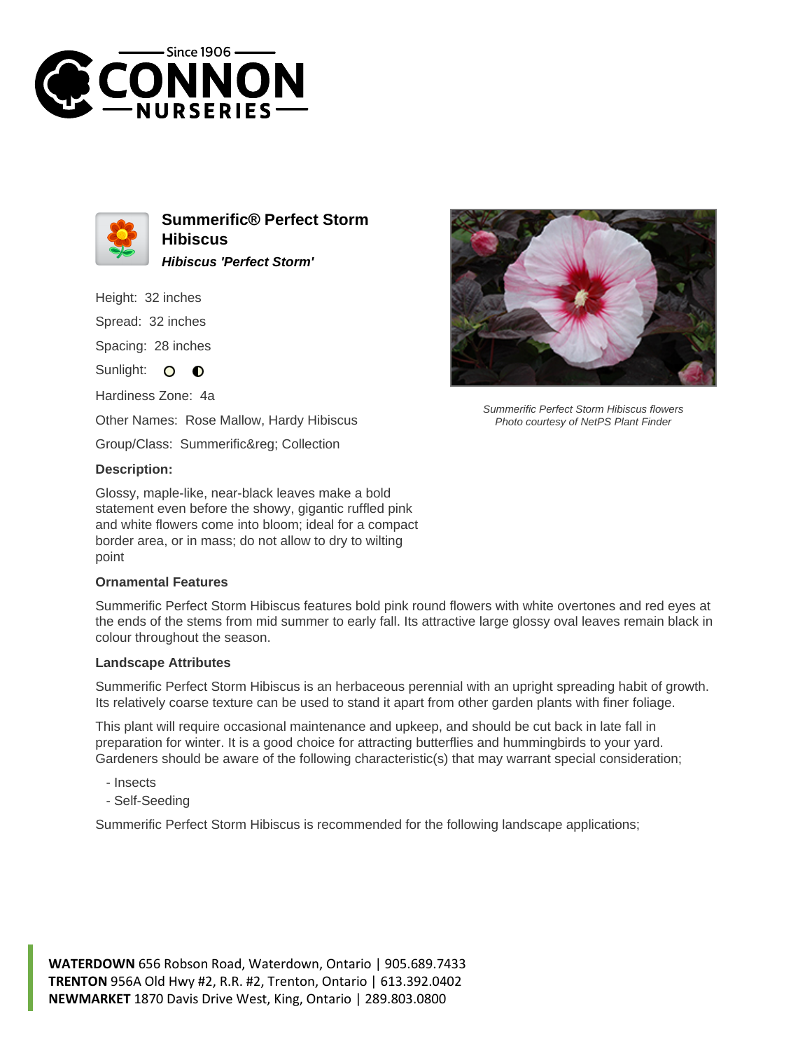# Summerific® Perfect Storm Hibiscus

***Hibiscus 'Perfect Storm'***

Height: 32 inches

Spread: 32 inches

Spacing: 28 inches

Sunlight:

Hardiness Zone: 4a

Other Names: Rose Mallow, Hardy Hibiscus

Group/Class: Summerific&reg; Collection

Summerific Perfect Storm Hibiscus flowers
Photo courtesy of NetPS Plant Finder

### Description:

Glossy, maple-like, near-black leaves make a bold statement even before the showy, gigantic ruffled pink and white flowers come into bloom; ideal for a compact border area, or in mass; do not allow to dry to wilting point

### Ornamental Features

Summerific Perfect Storm Hibiscus features bold pink round flowers with white overtones and red eyes at the ends of the stems from mid summer to early fall. Its attractive large glossy oval leaves remain black in colour throughout the season.

### Landscape Attributes

Summerific Perfect Storm Hibiscus is an herbaceous perennial with an upright spreading habit of growth. Its relatively coarse texture can be used to stand it apart from other garden plants with finer foliage.

This plant will require occasional maintenance and upkeep, and should be cut back in late fall in preparation for winter. It is a good choice for attracting butterflies and hummingbirds to your yard. Gardeners should be aware of the following characteristic(s) that may warrant special consideration;

- Insects
- Self-Seeding

Summerific Perfect Storm Hibiscus is recommended for the following landscape applications;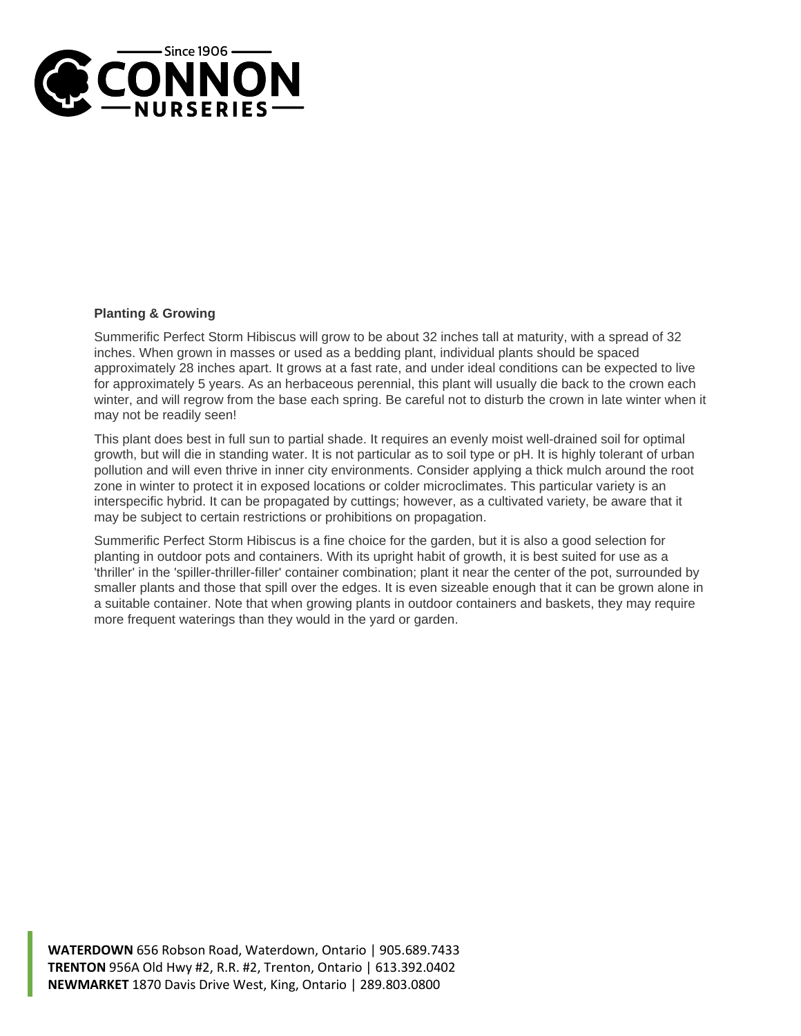### Planting & Growing

Summerific Perfect Storm Hibiscus will grow to be about 32 inches tall at maturity, with a spread of 32 inches. When grown in masses or used as a bedding plant, individual plants should be spaced approximately 28 inches apart. It grows at a fast rate, and under ideal conditions can be expected to live for approximately 5 years. As an herbaceous perennial, this plant will usually die back to the crown each winter, and will regrow from the base each spring. Be careful not to disturb the crown in late winter when it may not be readily seen!

This plant does best in full sun to partial shade. It requires an evenly moist well-drained soil for optimal growth, but will die in standing water. It is not particular as to soil type or pH. It is highly tolerant of urban pollution and will even thrive in inner city environments. Consider applying a thick mulch around the root zone in winter to protect it in exposed locations or colder microclimates. This particular variety is an interspecific hybrid. It can be propagated by cuttings; however, as a cultivated variety, be aware that it may be subject to certain restrictions or prohibitions on propagation.

Summerific Perfect Storm Hibiscus is a fine choice for the garden, but it is also a good selection for planting in outdoor pots and containers. With its upright habit of growth, it is best suited for use as a 'thriller' in the 'spiller-thriller-filler' container combination; plant it near the center of the pot, surrounded by smaller plants and those that spill over the edges. It is even sizeable enough that it can be grown alone in a suitable container. Note that when growing plants in outdoor containers and baskets, they may require more frequent waterings than they would in the yard or garden.